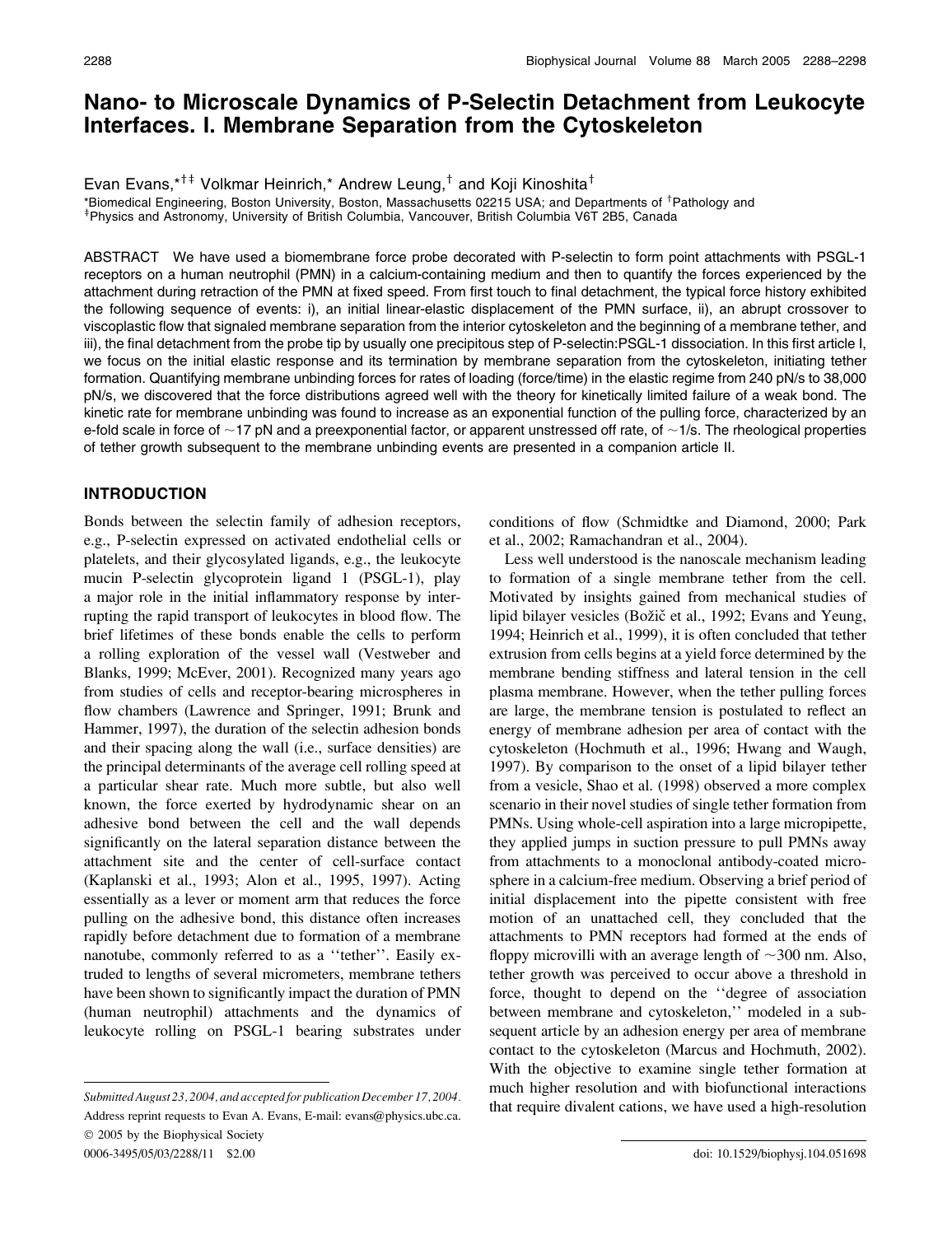# Nano- to Microscale Dynamics of P-Selectin Detachment from Leukocyte Interfaces. I. Membrane Separation from the Cytoskeleton

Evan Evans,*[†‡] Volkmar Heinrich,* Andrew Leung,[†] and Koji Kinoshita[†]

*Biomedical Engineering, Boston University, Boston, Massachusetts 02215 USA; and Departments of [†]Pathology and [‡]Physics and Astronomy, University of British Columbia, Vancouver, British Columbia V6T 2B5, Canada

ABSTRACT We have used a biomembrane force probe decorated with P-selectin to form point attachments with PSGL-1 receptors on a human neutrophil (PMN) in a calcium-containing medium and then to quantify the forces experienced by the attachment during retraction of the PMN at fixed speed. From first touch to final detachment, the typical force history exhibited the following sequence of events: i), an initial linear-elastic displacement of the PMN surface, ii), an abrupt crossover to viscoplastic flow that signaled membrane separation from the interior cytoskeleton and the beginning of a membrane tether, and iii), the final detachment from the probe tip by usually one precipitous step of P-selectin:PSGL-1 dissociation. In this first article I, we focus on the initial elastic response and its termination by membrane separation from the cytoskeleton, initiating tether formation. Quantifying membrane unbinding forces for rates of loading (force/time) in the elastic regime from 240 pN/s to 38,000 pN/s, we discovered that the force distributions agreed well with the theory for kinetically limited failure of a weak bond. The kinetic rate for membrane unbinding was found to increase as an exponential function of the pulling force, characterized by an e-fold scale in force of ~17 pN and a preexponential factor, or apparent unstressed off rate, of ~1/s. The rheological properties of tether growth subsequent to the membrane unbinding events are presented in a companion article II.

## INTRODUCTION

Bonds between the selectin family of adhesion receptors, e.g., P-selectin expressed on activated endothelial cells or platelets, and their glycosylated ligands, e.g., the leukocyte mucin P-selectin glycoprotein ligand 1 (PSGL-1), play a major role in the initial inflammatory response by interrupting the rapid transport of leukocytes in blood flow. The brief lifetimes of these bonds enable the cells to perform a rolling exploration of the vessel wall (Vestweber and Blanks, 1999; McEver, 2001). Recognized many years ago from studies of cells and receptor-bearing microspheres in flow chambers (Lawrence and Springer, 1991; Brunk and Hammer, 1997), the duration of the selectin adhesion bonds and their spacing along the wall (i.e., surface densities) are the principal determinants of the average cell rolling speed at a particular shear rate. Much more subtle, but also well known, the force exerted by hydrodynamic shear on an adhesive bond between the cell and the wall depends significantly on the lateral separation distance between the attachment site and the center of cell-surface contact (Kaplanski et al., 1993; Alon et al., 1995, 1997). Acting essentially as a lever or moment arm that reduces the force pulling on the adhesive bond, this distance often increases rapidly before detachment due to formation of a membrane nanotube, commonly referred to as a ''tether''. Easily extruded to lengths of several micrometers, membrane tethers have been shown to significantly impact the duration of PMN (human neutrophil) attachments and the dynamics of leukocyte rolling on PSGL-1 bearing substrates under conditions of flow (Schmidtke and Diamond, 2000; Park et al., 2002; Ramachandran et al., 2004).

Less well understood is the nanoscale mechanism leading to formation of a single membrane tether from the cell. Motivated by insights gained from mechanical studies of lipid bilayer vesicles (Božič et al., 1992; Evans and Yeung, 1994; Heinrich et al., 1999), it is often concluded that tether extrusion from cells begins at a yield force determined by the membrane bending stiffness and lateral tension in the cell plasma membrane. However, when the tether pulling forces are large, the membrane tension is postulated to reflect an energy of membrane adhesion per area of contact with the cytoskeleton (Hochmuth et al., 1996; Hwang and Waugh, 1997). By comparison to the onset of a lipid bilayer tether from a vesicle, Shao et al. (1998) observed a more complex scenario in their novel studies of single tether formation from PMNs. Using whole-cell aspiration into a large micropipette, they applied jumps in suction pressure to pull PMNs away from attachments to a monoclonal antibody-coated microsphere in a calcium-free medium. Observing a brief period of initial displacement into the pipette consistent with free motion of an unattached cell, they concluded that the attachments to PMN receptors had formed at the ends of floppy microvilli with an average length of ~300 nm. Also, tether growth was perceived to occur above a threshold in force, thought to depend on the ''degree of association between membrane and cytoskeleton,'' modeled in a subsequent article by an adhesion energy per area of membrane contact to the cytoskeleton (Marcus and Hochmuth, 2002). With the objective to examine single tether formation at much higher resolution and with biofunctional interactions that require divalent cations, we have used a high-resolution

*Submitted August 23, 2004, and accepted for publication December 17, 2004.*

Address reprint requests to Evan A. Evans, E-mail: evans@physics.ubc.ca.

© 2005 by the Biophysical Society

0006-3495/05/03/2288/11 $2.00

doi: 10.1529/biophysj.104.051698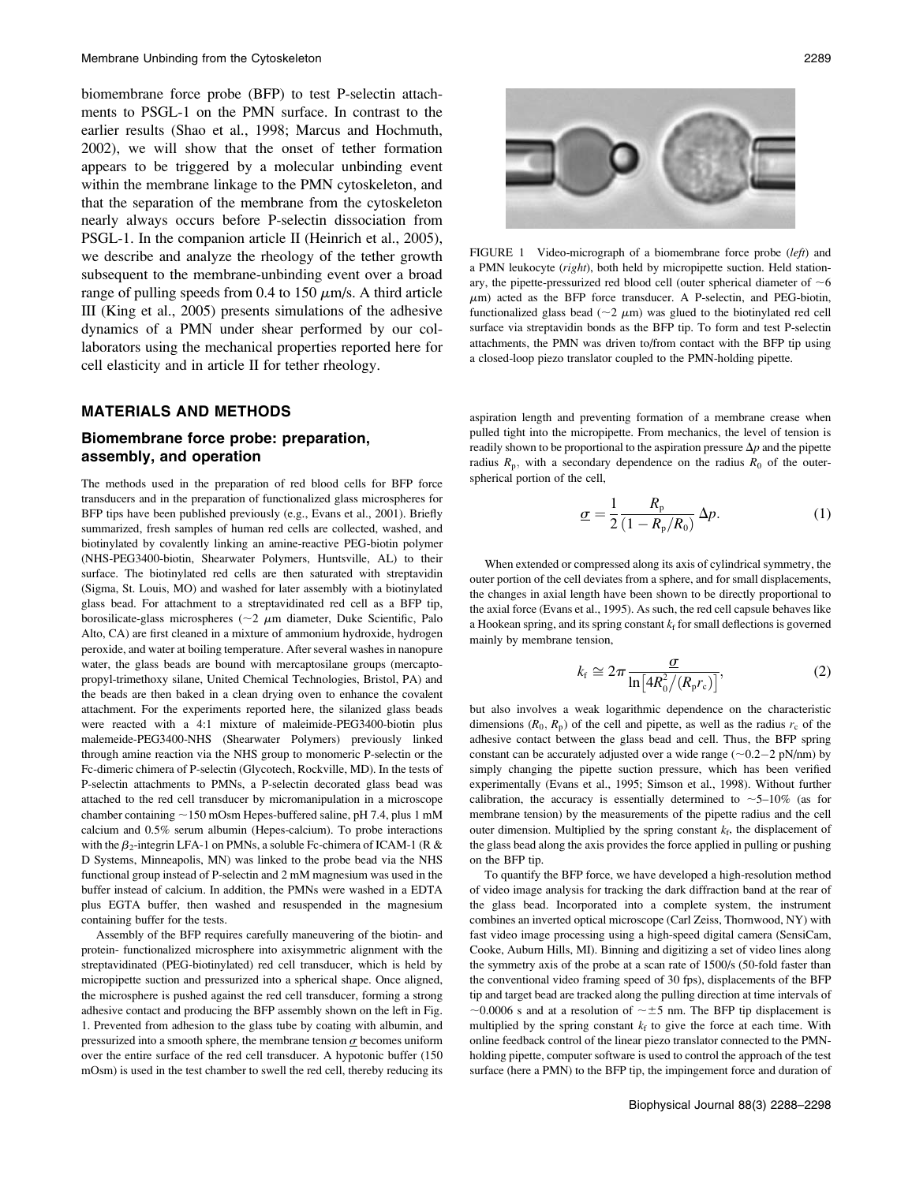biomembrane force probe (BFP) to test P-selectin attachments to PSGL-1 on the PMN surface. In contrast to the earlier results (Shao et al., 1998; Marcus and Hochmuth, 2002), we will show that the onset of tether formation appears to be triggered by a molecular unbinding event within the membrane linkage to the PMN cytoskeleton, and that the separation of the membrane from the cytoskeleton nearly always occurs before P-selectin dissociation from PSGL-1. In the companion article II (Heinrich et al., 2005), we describe and analyze the rheology of the tether growth subsequent to the membrane-unbinding event over a broad range of pulling speeds from 0.4 to 150 $\mu$m/s. A third article III (King et al., 2005) presents simulations of the adhesive dynamics of a PMN under shear performed by our collaborators using the mechanical properties reported here for cell elasticity and in article II for tether rheology.

FIGURE 1 Video-micrograph of a biomembrane force probe (*left*) and a PMN leukocyte (*right*), both held by micropipette suction. Held stationary, the pipette-pressurized red blood cell (outer spherical diameter of ~6 $\mu$m) acted as the BFP force transducer. A P-selectin, and PEG-biotin, functionalized glass bead (~2 $\mu$m) was glued to the biotinylated red cell surface via streptavidin bonds as the BFP tip. To form and test P-selectin attachments, the PMN was driven to/from contact with the BFP tip using a closed-loop piezo translator coupled to the PMN-holding pipette.

## MATERIALS AND METHODS

### Biomembrane force probe: preparation, assembly, and operation

The methods used in the preparation of red blood cells for BFP force transducers and in the preparation of functionalized glass microspheres for BFP tips have been published previously (e.g., Evans et al., 2001). Briefly summarized, fresh samples of human red cells are collected, washed, and biotinylated by covalently linking an amine-reactive PEG-biotin polymer (NHS-PEG3400-biotin, Shearwater Polymers, Huntsville, AL) to their surface. The biotinylated red cells are then saturated with streptavidin (Sigma, St. Louis, MO) and washed for later assembly with a biotinylated glass bead. For attachment to a streptavidinated red cell as a BFP tip, borosilicate-glass microspheres (~2 $\mu$m diameter, Duke Scientific, Palo Alto, CA) are first cleaned in a mixture of ammonium hydroxide, hydrogen peroxide, and water at boiling temperature. After several washes in nanopure water, the glass beads are bound with mercaptosilane groups (mercaptopropyl-trimethoxy silane, United Chemical Technologies, Bristol, PA) and the beads are then baked in a clean drying oven to enhance the covalent attachment. For the experiments reported here, the silanized glass beads were reacted with a 4:1 mixture of maleimide-PEG3400-biotin plus malemeide-PEG3400-NHS (Shearwater Polymers) previously linked through amine reaction via the NHS group to monomeric P-selectin or the Fc-dimeric chimera of P-selectin (Glycotech, Rockville, MD). In the tests of P-selectin attachments to PMNs, a P-selectin decorated glass bead was attached to the red cell transducer by micromanipulation in a microscope chamber containing ~150 mOsm Hepes-buffered saline, pH 7.4, plus 1 mM calcium and 0.5% serum albumin (Hepes-calcium). To probe interactions with the $\beta_2$-integrin LFA-1 on PMNs, a soluble Fc-chimera of ICAM-1 (R & D Systems, Minneapolis, MN) was linked to the probe bead via the NHS functional group instead of P-selectin and 2 mM magnesium was used in the buffer instead of calcium. In addition, the PMNs were washed in a EDTA plus EGTA buffer, then washed and resuspended in the magnesium containing buffer for the tests.

Assembly of the BFP requires carefully maneuvering of the biotin- and protein- functionalized microsphere into axisymmetric alignment with the streptavidinated (PEG-biotinylated) red cell transducer, which is held by micropipette suction and pressurized into a spherical shape. Once aligned, the microsphere is pushed against the red cell transducer, forming a strong adhesive contact and producing the BFP assembly shown on the left in Fig. 1. Prevented from adhesion to the glass tube by coating with albumin, and pressurized into a smooth sphere, the membrane tension $\underline{\sigma}$ becomes uniform over the entire surface of the red cell transducer. A hypotonic buffer (150 mOsm) is used in the test chamber to swell the red cell, thereby reducing its aspiration length and preventing formation of a membrane crease when pulled tight into the micropipette. From mechanics, the level of tension is readily shown to be proportional to the aspiration pressure $\Delta p$ and the pipette radius $R_p$, with a secondary dependence on the radius $R_0$ of the outer-spherical portion of the cell,

$$\underline{\sigma} = \frac{1}{2}\frac{R_p}{(1 - R_p/R_0)}\,\Delta p. \tag{1}$$

When extended or compressed along its axis of cylindrical symmetry, the outer portion of the cell deviates from a sphere, and for small displacements, the changes in axial length have been shown to be directly proportional to the axial force (Evans et al., 1995). As such, the red cell capsule behaves like a Hookean spring, and its spring constant $k_f$ for small deflections is governed mainly by membrane tension,

$$k_f \cong 2\pi \frac{\underline{\sigma}}{\ln\left[4R_0^2/(R_p r_c)\right]}, \tag{2}$$

but also involves a weak logarithmic dependence on the characteristic dimensions ($R_0$, $R_p$) of the cell and pipette, as well as the radius $r_c$ of the adhesive contact between the glass bead and cell. Thus, the BFP spring constant can be accurately adjusted over a wide range (~0.2–2 pN/nm) by simply changing the pipette suction pressure, which has been verified experimentally (Evans et al., 1995; Simson et al., 1998). Without further calibration, the accuracy is essentially determined to ~5–10% (as for membrane tension) by the measurements of the pipette radius and the cell outer dimension. Multiplied by the spring constant $k_f$, the displacement of the glass bead along the axis provides the force applied in pulling or pushing on the BFP tip.

To quantify the BFP force, we have developed a high-resolution method of video image analysis for tracking the dark diffraction band at the rear of the glass bead. Incorporated into a complete system, the instrument combines an inverted optical microscope (Carl Zeiss, Thornwood, NY) with fast video image processing using a high-speed digital camera (SensiCam, Cooke, Auburn Hills, MI). Binning and digitizing a set of video lines along the symmetry axis of the probe at a scan rate of 1500/s (50-fold faster than the conventional video framing speed of 30 fps), displacements of the BFP tip and target bead are tracked along the pulling direction at time intervals of ~0.0006 s and at a resolution of ~±5 nm. The BFP tip displacement is multiplied by the spring constant $k_f$ to give the force at each time. With online feedback control of the linear piezo translator connected to the PMN-holding pipette, computer software is used to control the approach of the test surface (here a PMN) to the BFP tip, the impingement force and duration of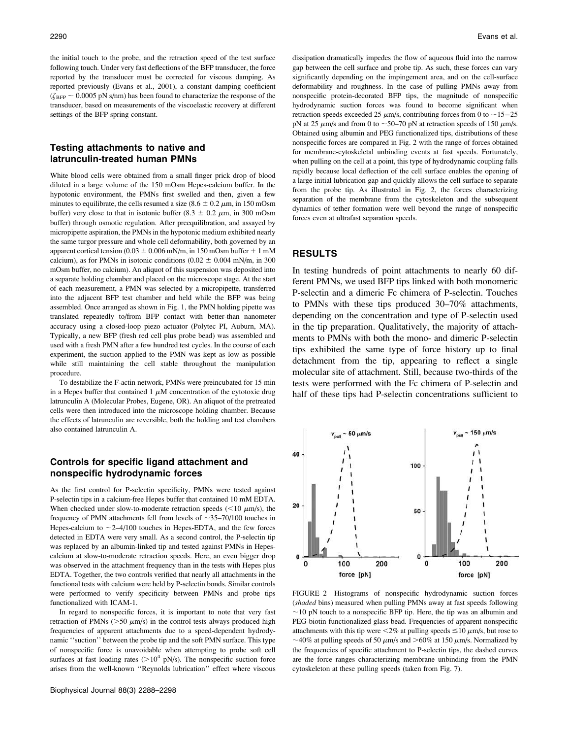the initial touch to the probe, and the retraction speed of the test surface following touch. Under very fast deflections of the BFP transducer, the force reported by the transducer must be corrected for viscous damping. As reported previously (Evans et al., 2001), a constant damping coefficient ($\zeta_{BFP} \sim 0.0005$ pN s/nm) has been found to characterize the response of the transducer, based on measurements of the viscoelastic recovery at different settings of the BFP spring constant.

## Testing attachments to native and latrunculin-treated human PMNs

White blood cells were obtained from a small finger prick drop of blood diluted in a large volume of the 150 mOsm Hepes-calcium buffer. In the hypotonic environment, the PMNs first swelled and then, given a few minutes to equilibrate, the cells resumed a size ($8.6 \pm 0.2$ $\mu$m, in 150 mOsm buffer) very close to that in isotonic buffer ($8.3 \pm 0.2$ $\mu$m, in 300 mOsm buffer) through osmotic regulation. After preequilibration, and assayed by micropipette aspiration, the PMNs in the hypotonic medium exhibited nearly the same turgor pressure and whole cell deformability, both governed by an apparent cortical tension ($0.03 \pm 0.006$ mN/m, in 150 mOsm buffer + 1 mM calcium), as for PMNs in isotonic conditions ($0.02 \pm 0.004$ mN/m, in 300 mOsm buffer, no calcium). An aliquot of this suspension was deposited into a separate holding chamber and placed on the microscope stage. At the start of each measurement, a PMN was selected by a micropipette, transferred into the adjacent BFP test chamber and held while the BFP was being assembled. Once arranged as shown in Fig. 1, the PMN holding pipette was translated repeatedly to/from BFP contact with better-than nanometer accuracy using a closed-loop piezo actuator (Polytec PI, Auburn, MA). Typically, a new BFP (fresh red cell plus probe bead) was assembled and used with a fresh PMN after a few hundred test cycles. In the course of each experiment, the suction applied to the PMN was kept as low as possible while still maintaining the cell stable throughout the manipulation procedure.

To destabilize the F-actin network, PMNs were preincubated for 15 min in a Hepes buffer that contained 1 $\mu$M concentration of the cytotoxic drug latrunculin A (Molecular Probes, Eugene, OR). An aliquot of the pretreated cells were then introduced into the microscope holding chamber. Because the effects of latrunculin are reversible, both the holding and test chambers also contained latrunculin A.

## Controls for specific ligand attachment and nonspecific hydrodynamic forces

As the first control for P-selectin specificity, PMNs were tested against P-selectin tips in a calcium-free Hepes buffer that contained 10 mM EDTA. When checked under slow-to-moderate retraction speeds ($<10$ $\mu$m/s), the frequency of PMN attachments fell from levels of $\sim$35–70/100 touches in Hepes-calcium to $\sim$2–4/100 touches in Hepes-EDTA, and the few forces detected in EDTA were very small. As a second control, the P-selectin tip was replaced by an albumin-linked tip and tested against PMNs in Hepes-calcium at slow-to-moderate retraction speeds. Here, an even bigger drop was observed in the attachment frequency than in the tests with Hepes plus EDTA. Together, the two controls verified that nearly all attachments in the functional tests with calcium were held by P-selectin bonds. Similar controls were performed to verify specificity between PMNs and probe tips functionalized with ICAM-1.

In regard to nonspecific forces, it is important to note that very fast retraction of PMNs ($>50$ $\mu$m/s) in the control tests always produced high frequencies of apparent attachments due to a speed-dependent hydrodynamic ''suction'' between the probe tip and the soft PMN surface. This type of nonspecific force is unavoidable when attempting to probe soft cell surfaces at fast loading rates ($>10^4$ pN/s). The nonspecific suction force arises from the well-known ''Reynolds lubrication'' effect where viscous dissipation dramatically impedes the flow of aqueous fluid into the narrow gap between the cell surface and probe tip. As such, these forces can vary significantly depending on the impingement area, and on the cell-surface deformability and roughness. In the case of pulling PMNs away from nonspecific protein-decorated BFP tips, the magnitude of nonspecific hydrodynamic suction forces was found to become significant when retraction speeds exceeded 25 $\mu$m/s, contributing forces from 0 to $\sim$15–25 pN at 25 $\mu$m/s and from 0 to $\sim$50–70 pN at retraction speeds of 150 $\mu$m/s. Obtained using albumin and PEG functionalized tips, distributions of these nonspecific forces are compared in Fig. 2 with the range of forces obtained for membrane-cytoskeletal unbinding events at fast speeds. Fortunately, when pulling on the cell at a point, this type of hydrodynamic coupling falls rapidly because local deflection of the cell surface enables the opening of a large initial lubrication gap and quickly allows the cell surface to separate from the probe tip. As illustrated in Fig. 2, the forces characterizing separation of the membrane from the cytoskeleton and the subsequent dynamics of tether formation were well beyond the range of nonspecific forces even at ultrafast separation speeds.

# RESULTS

In testing hundreds of point attachments to nearly 60 different PMNs, we used BFP tips linked with both monomeric P-selectin and a dimeric Fc chimera of P-selectin. Touches to PMNs with these tips produced 30–70% attachments, depending on the concentration and type of P-selectin used in the tip preparation. Qualitatively, the majority of attachments to PMNs with both the mono- and dimeric P-selectin tips exhibited the same type of force history up to final detachment from the tip, appearing to reflect a single molecular site of attachment. Still, because two-thirds of the tests were performed with the Fc chimera of P-selectin and half of these tips had P-selectin concentrations sufficient to

FIGURE 2 Histograms of nonspecific hydrodynamic suction forces (*shaded* bins) measured when pulling PMNs away at fast speeds following $\sim$10 pN touch to a nonspecific BFP tip. Here, the tip was an albumin and PEG-biotin functionalized glass bead. Frequencies of apparent nonspecific attachments with this tip were $<2\%$ at pulling speeds $\leq 10$ $\mu$m/s, but rose to $\sim$40% at pulling speeds of 50 $\mu$m/s and $>60\%$ at 150 $\mu$m/s. Normalized by the frequencies of specific attachment to P-selectin tips, the dashed curves are the force ranges characterizing membrane unbinding from the PMN cytoskeleton at these pulling speeds (taken from Fig. 7).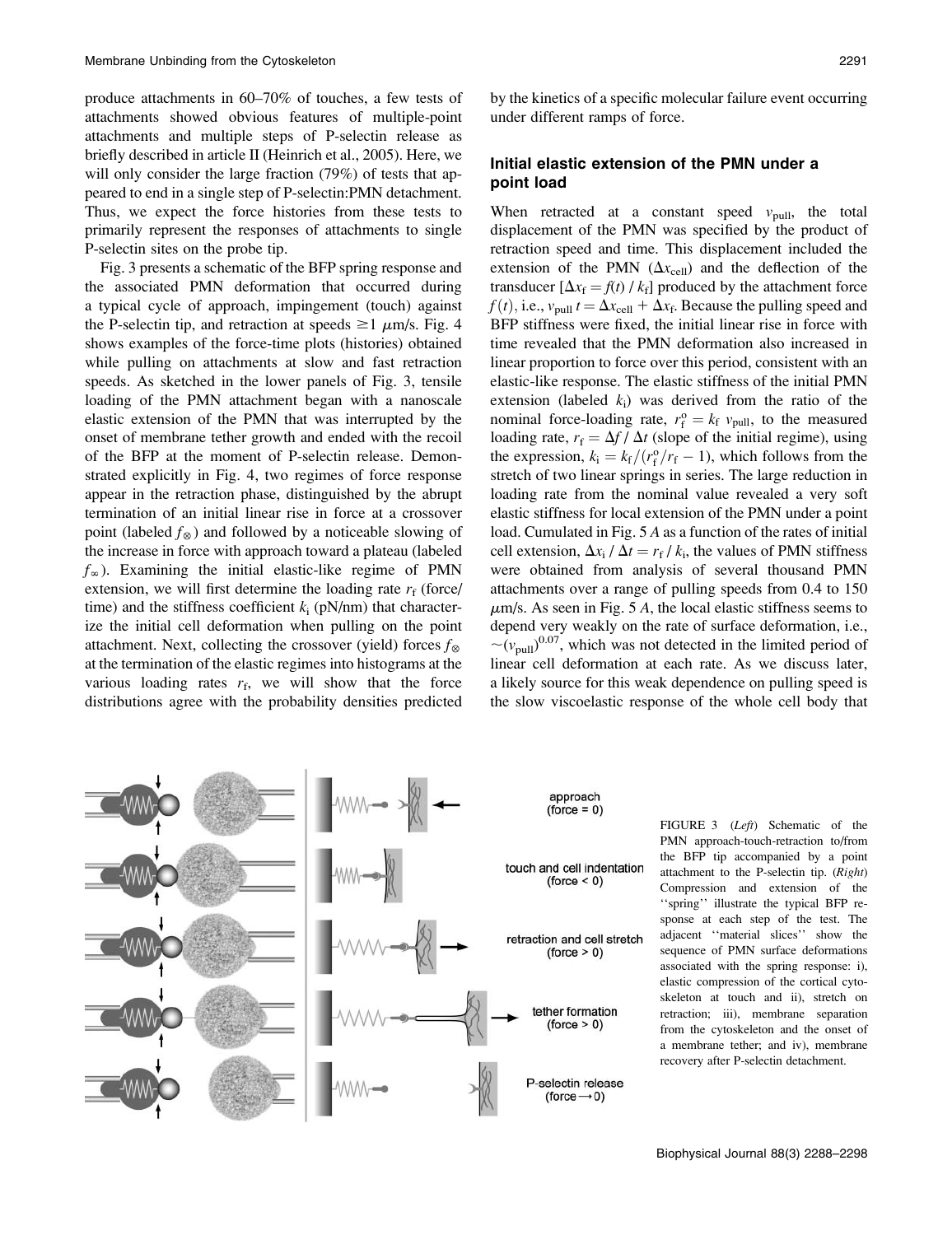produce attachments in 60–70% of touches, a few tests of attachments showed obvious features of multiple-point attachments and multiple steps of P-selectin release as briefly described in article II (Heinrich et al., 2005). Here, we will only consider the large fraction (79%) of tests that appeared to end in a single step of P-selectin:PMN detachment. Thus, we expect the force histories from these tests to primarily represent the responses of attachments to single P-selectin sites on the probe tip.

Fig. 3 presents a schematic of the BFP spring response and the associated PMN deformation that occurred during a typical cycle of approach, impingement (touch) against the P-selectin tip, and retraction at speeds $\geq 1$ $\mu$m/s. Fig. 4 shows examples of the force-time plots (histories) obtained while pulling on attachments at slow and fast retraction speeds. As sketched in the lower panels of Fig. 3, tensile loading of the PMN attachment began with a nanoscale elastic extension of the PMN that was interrupted by the onset of membrane tether growth and ended with the recoil of the BFP at the moment of P-selectin release. Demonstrated explicitly in Fig. 4, two regimes of force response appear in the retraction phase, distinguished by the abrupt termination of an initial linear rise in force at a crossover point (labeled $f_{\otimes}$) and followed by a noticeable slowing of the increase in force with approach toward a plateau (labeled $f_{\infty}$). Examining the initial elastic-like regime of PMN extension, we will first determine the loading rate $r_f$ (force/time) and the stiffness coefficient $k_i$ (pN/nm) that characterize the initial cell deformation when pulling on the point attachment. Next, collecting the crossover (yield) forces $f_{\otimes}$ at the termination of the elastic regimes into histograms at the various loading rates $r_f$, we will show that the force distributions agree with the probability densities predicted by the kinetics of a specific molecular failure event occurring under different ramps of force.

### Initial elastic extension of the PMN under a point load

When retracted at a constant speed $v_{\mathrm{pull}}$, the total displacement of the PMN was specified by the product of retraction speed and time. This displacement included the extension of the PMN ($\Delta x_{\mathrm{cell}}$) and the deflection of the transducer [$\Delta x_f = f(t) / k_f$] produced by the attachment force $f(t)$, i.e., $v_{\mathrm{pull}}\, t = \Delta x_{\mathrm{cell}} + \Delta x_f$. Because the pulling speed and BFP stiffness were fixed, the initial linear rise in force with time revealed that the PMN deformation also increased in linear proportion to force over this period, consistent with an elastic-like response. The elastic stiffness of the initial PMN extension (labeled $k_i$) was derived from the ratio of the nominal force-loading rate, $r_f^o = k_f\, v_{\mathrm{pull}}$, to the measured loading rate, $r_f = \Delta f / \Delta t$ (slope of the initial regime), using the expression, $k_i = k_f / (r_f^o / r_f - 1)$, which follows from the stretch of two linear springs in series. The large reduction in loading rate from the nominal value revealed a very soft elastic stiffness for local extension of the PMN under a point load. Cumulated in Fig. 5 *A* as a function of the rates of initial cell extension, $\Delta x_i / \Delta t = r_f / k_i$, the values of PMN stiffness were obtained from analysis of several thousand PMN attachments over a range of pulling speeds from 0.4 to 150 $\mu$m/s. As seen in Fig. 5 *A*, the local elastic stiffness seems to depend very weakly on the rate of surface deformation, i.e., $\sim (v_{\mathrm{pull}})^{0.07}$, which was not detected in the limited period of linear cell deformation at each rate. As we discuss later, a likely source for this weak dependence on pulling speed is the slow viscoelastic response of the whole cell body that

FIGURE 3 (*Left*) Schematic of the PMN approach-touch-retraction to/from the BFP tip accompanied by a point attachment to the P-selectin tip. (*Right*) Compression and extension of the ''spring'' illustrate the typical BFP response at each step of the test. The adjacent ''material slices'' show the sequence of PMN surface deformations associated with the spring response: i), elastic compression of the cortical cytoskeleton at touch and ii), stretch on retraction; iii), membrane separation from the cytoskeleton and the onset of a membrane tether; and iv), membrane recovery after P-selectin detachment.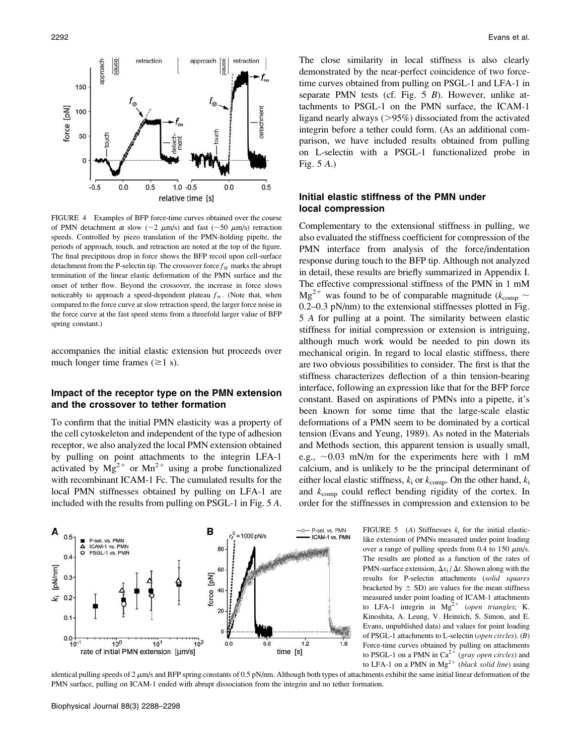FIGURE 4 Examples of BFP force-time curves obtained over the course of PMN detachment at slow (~2 $\mu$m/s) and fast (~50 $\mu$m/s) retraction speeds. Controlled by piezo translation of the PMN-holding pipette, the periods of approach, touch, and retraction are noted at the top of the figure. The final precipitous drop in force shows the BFP recoil upon cell-surface detachment from the P-selectin tip. The crossover force $f_{\otimes}$ marks the abrupt termination of the linear elastic deformation of the PMN surface and the onset of tether flow. Beyond the crossover, the increase in force slows noticeably to approach a speed-dependent plateau $f_{\infty}$. (Note that, when compared to the force curve at slow retraction speed, the larger force noise in the force curve at the fast speed stems from a threefold larger value of BFP spring constant.)

accompanies the initial elastic extension but proceeds over much longer time frames ($\geq$1 s).

### Impact of the receptor type on the PMN extension and the crossover to tether formation

To confirm that the initial PMN elasticity was a property of the cell cytoskeleton and independent of the type of adhesion receptor, we also analyzed the local PMN extension obtained by pulling on point attachments to the integrin LFA-1 activated by $Mg^{2+}$ or $Mn^{2+}$ using a probe functionalized with recombinant ICAM-1 Fc. The cumulated results for the local PMN stiffnesses obtained by pulling on LFA-1 are included with the results from pulling on PSGL-1 in Fig. 5 *A*. The close similarity in local stiffness is also clearly demonstrated by the near-perfect coincidence of two force-time curves obtained from pulling on PSGL-1 and LFA-1 in separate PMN tests (cf. Fig. 5 *B*). However, unlike attachments to PSGL-1 on the PMN surface, the ICAM-1 ligand nearly always (>95%) dissociated from the activated integrin before a tether could form. (As an additional comparison, we have included results obtained from pulling on L-selectin with a PSGL-1 functionalized probe in Fig. 5 *A*.)

### Initial elastic stiffness of the PMN under local compression

Complementary to the extensional stiffness in pulling, we also evaluated the stiffness coefficient for compression of the PMN interface from analysis of the force/indentation response during touch to the BFP tip. Although not analyzed in detail, these results are briefly summarized in Appendix I. The effective compressional stiffness of the PMN in 1 mM $Mg^{2+}$ was found to be of comparable magnitude ($k_{comp} \sim$ 0.2–0.3 pN/nm) to the extensional stiffnesses plotted in Fig. 5 *A* for pulling at a point. The similarity between elastic stiffness for initial compression or extension is intriguing, although much work would be needed to pin down its mechanical origin. In regard to local elastic stiffness, there are two obvious possibilities to consider. The first is that the stiffness characterizes deflection of a thin tension-bearing interface, following an expression like that for the BFP force constant. Based on aspirations of PMNs into a pipette, it's been known for some time that the large-scale elastic deformations of a PMN seem to be dominated by a cortical tension (Evans and Yeung, 1989). As noted in the Materials and Methods section, this apparent tension is usually small, e.g., ~0.03 mN/m for the experiments here with 1 mM calcium, and is unlikely to be the principal determinant of either local elastic stiffness, $k_i$ or $k_{comp}$. On the other hand, $k_i$ and $k_{comp}$ could reflect bending rigidity of the cortex. In order for the stiffnesses in compression and extension to be

FIGURE 5 (*A*) Stiffnesses $k_i$ for the initial elastic-like extension of PMNs measured under point loading over a range of pulling speeds from 0.4 to 150 $\mu$m/s. The results are plotted as a function of the rates of PMN-surface extension, $\Delta x_i / \Delta t$. Shown along with the results for P-selectin attachments (*solid squares* bracketed by $\pm$ SD) are values for the mean stiffness measured under point loading of ICAM-1 attachments to LFA-1 integrin in $Mg^{2+}$ (*open triangles*; K. Kinoshita, A. Leung, V. Heinrich, S. Simon, and E. Evans, unpublished data) and values for point loading of PSGL-1 attachments to L-selectin (*open circles*). (*B*) Force-time curves obtained by pulling on attachments to PSGL-1 on a PMN in $Ca^{2+}$ (*gray open circles*) and to LFA-1 on a PMN in $Mg^{2+}$ (*black solid line*) using identical pulling speeds of 2 $\mu$m/s and BFP spring constants of 0.5 pN/nm. Although both types of attachments exhibit the same initial linear deformation of the PMN surface, pulling on ICAM-1 ended with abrupt dissociation from the integrin and no tether formation.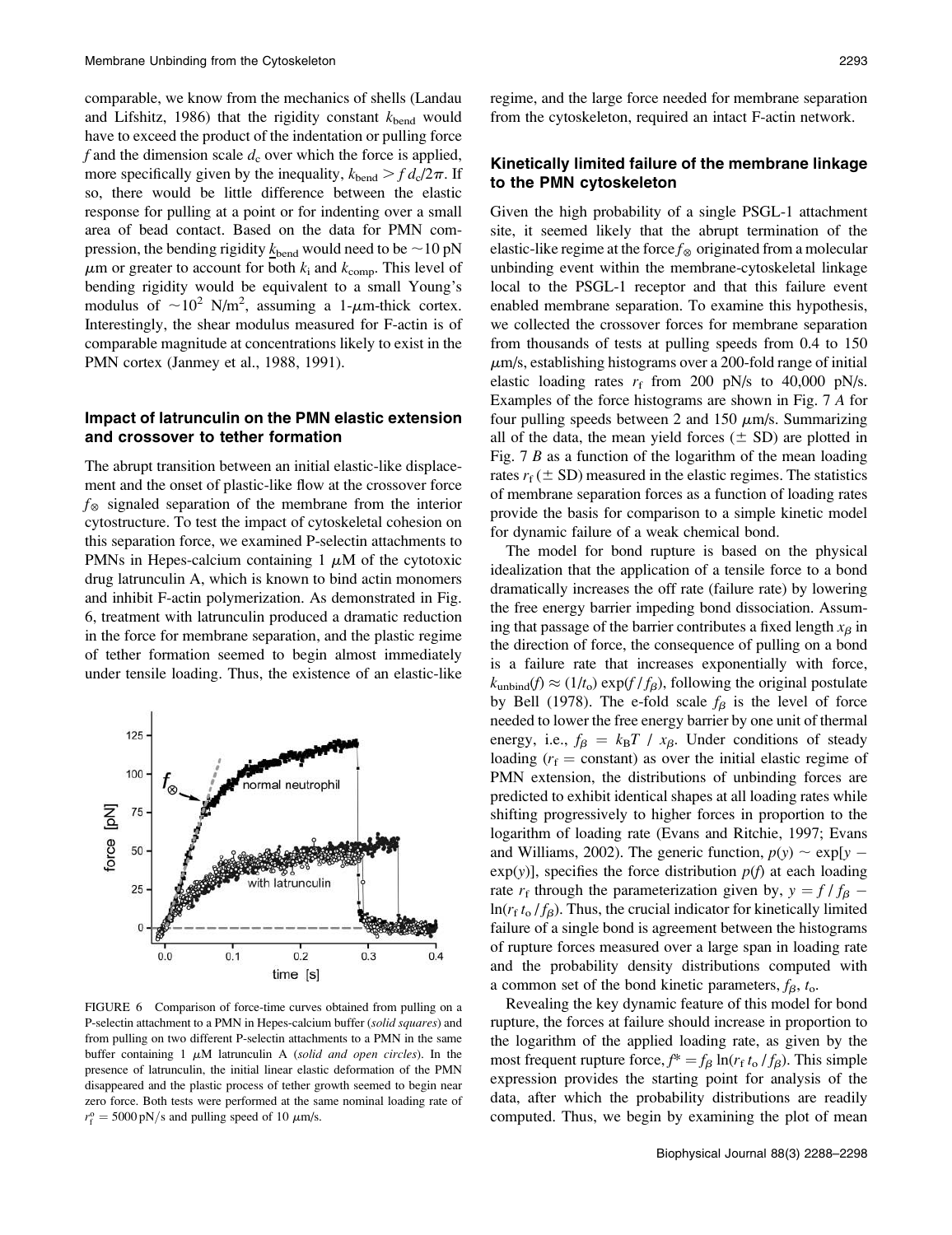comparable, we know from the mechanics of shells (Landau and Lifshitz, 1986) that the rigidity constant $k_{bend}$ would have to exceed the product of the indentation or pulling force $f$ and the dimension scale $d_c$ over which the force is applied, more specifically given by the inequality, $k_{bend} > f\, d_c/2\pi$. If so, there would be little difference between the elastic response for pulling at a point or for indenting over a small area of bead contact. Based on the data for PMN compression, the bending rigidity $k_{bend}$ would need to be $\sim$10 pN $\mu$m or greater to account for both $k_i$ and $k_{comp}$. This level of bending rigidity would be equivalent to a small Young's modulus of $\sim 10^2$ N/m$^2$, assuming a 1-$\mu$m-thick cortex. Interestingly, the shear modulus measured for F-actin is of comparable magnitude at concentrations likely to exist in the PMN cortex (Janmey et al., 1988, 1991).

### Impact of latrunculin on the PMN elastic extension and crossover to tether formation

The abrupt transition between an initial elastic-like displacement and the onset of plastic-like flow at the crossover force $f_{\otimes}$ signaled separation of the membrane from the interior cytostructure. To test the impact of cytoskeletal cohesion on this separation force, we examined P-selectin attachments to PMNs in Hepes-calcium containing 1 $\mu$M of the cytotoxic drug latrunculin A, which is known to bind actin monomers and inhibit F-actin polymerization. As demonstrated in Fig. 6, treatment with latrunculin produced a dramatic reduction in the force for membrane separation, and the plastic regime of tether formation seemed to begin almost immediately under tensile loading. Thus, the existence of an elastic-like regime, and the large force needed for membrane separation from the cytoskeleton, required an intact F-actin network.

FIGURE 6 Comparison of force-time curves obtained from pulling on a P-selectin attachment to a PMN in Hepes-calcium buffer (*solid squares*) and from pulling on two different P-selectin attachments to a PMN in the same buffer containing 1 $\mu$M latrunculin A (*solid and open circles*). In the presence of latrunculin, the initial linear elastic deformation of the PMN disappeared and the plastic process of tether growth seemed to begin near zero force. Both tests were performed at the same nominal loading rate of $r_f^o = 5000$ pN/s and pulling speed of 10 $\mu$m/s.

### Kinetically limited failure of the membrane linkage to the PMN cytoskeleton

Given the high probability of a single PSGL-1 attachment site, it seemed likely that the abrupt termination of the elastic-like regime at the force $f_{\otimes}$ originated from a molecular unbinding event within the membrane-cytoskeletal linkage local to the PSGL-1 receptor and that this failure event enabled membrane separation. To examine this hypothesis, we collected the crossover forces for membrane separation from thousands of tests at pulling speeds from 0.4 to 150 $\mu$m/s, establishing histograms over a 200-fold range of initial elastic loading rates $r_f$ from 200 pN/s to 40,000 pN/s. Examples of the force histograms are shown in Fig. 7 *A* for four pulling speeds between 2 and 150 $\mu$m/s. Summarizing all of the data, the mean yield forces ($\pm$ SD) are plotted in Fig. 7 *B* as a function of the logarithm of the mean loading rates $r_f$ ($\pm$ SD) measured in the elastic regimes. The statistics of membrane separation forces as a function of loading rates provide the basis for comparison to a simple kinetic model for dynamic failure of a weak chemical bond.

The model for bond rupture is based on the physical idealization that the application of a tensile force to a bond dramatically increases the off rate (failure rate) by lowering the free energy barrier impeding bond dissociation. Assuming that passage of the barrier contributes a fixed length $x_{\beta}$ in the direction of force, the consequence of pulling on a bond is a failure rate that increases exponentially with force, $k_{unbind}(f) \approx (1/t_o)\exp(f/f_{\beta})$, following the original postulate by Bell (1978). The e-fold scale $f_{\beta}$ is the level of force needed to lower the free energy barrier by one unit of thermal energy, i.e., $f_{\beta} = k_BT\,/\,x_{\beta}$. Under conditions of steady loading ($r_f$ = constant) as over the initial elastic regime of PMN extension, the distributions of unbinding forces are predicted to exhibit identical shapes at all loading rates while shifting progressively to higher forces in proportion to the logarithm of loading rate (Evans and Ritchie, 1997; Evans and Williams, 2002). The generic function, $p(y) \sim \exp[y - \exp(y)]$, specifies the force distribution $p(f)$ at each loading rate $r_f$ through the parameterization given by, $y = f/f_{\beta} - \ln(r_f\, t_o/f_{\beta})$. Thus, the crucial indicator for kinetically limited failure of a single bond is agreement between the histograms of rupture forces measured over a large span in loading rate and the probability density distributions computed with a common set of the bond kinetic parameters, $f_{\beta}$, $t_o$.

Revealing the key dynamic feature of this model for bond rupture, the forces at failure should increase in proportion to the logarithm of the applied loading rate, as given by the most frequent rupture force, $f^* = f_{\beta}\ln(r_f\, t_o/f_{\beta})$. This simple expression provides the starting point for analysis of the data, after which the probability distributions are readily computed. Thus, we begin by examining the plot of mean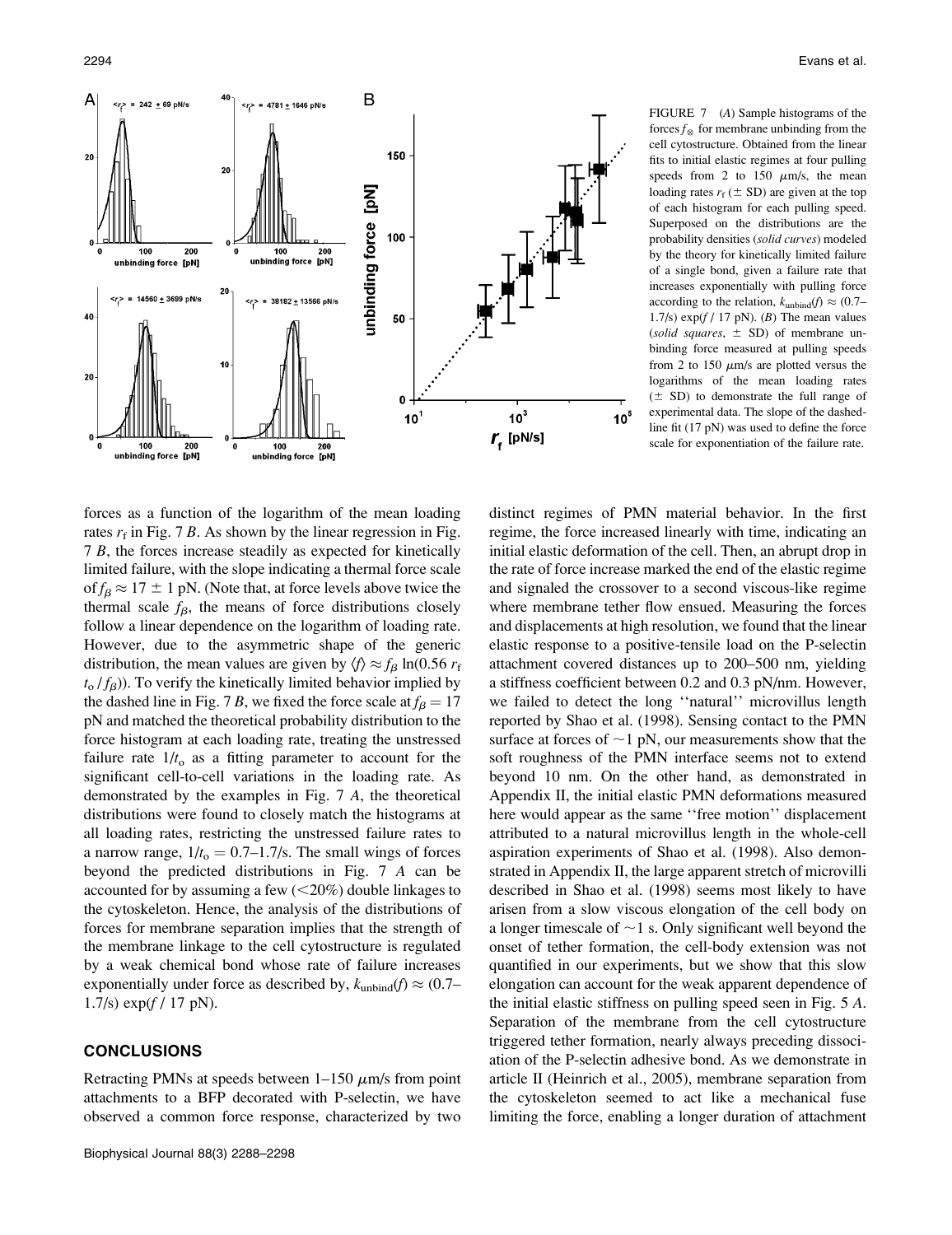FIGURE 7 (*A*) Sample histograms of the forces $f_{\otimes}$ for membrane unbinding from the cell cytostructure. Obtained from the linear fits to initial elastic regimes at four pulling speeds from 2 to 150 $\mu$m/s, the mean loading rates $r_f$ ($\pm$ SD) are given at the top of each histogram for each pulling speed. Superposed on the distributions are the probability densities (*solid curves*) modeled by the theory for kinetically limited failure of a single bond, given a failure rate that increases exponentially with pulling force according to the relation, $k_{unbind}(f) \approx (0.7–1.7/s) \exp(f / 17 \text{ pN})$. (*B*) The mean values (*solid squares*, $\pm$ SD) of membrane unbinding force measured at pulling speeds from 2 to 150 $\mu$m/s are plotted versus the logarithms of the mean loading rates ($\pm$ SD) to demonstrate the full range of experimental data. The slope of the dashed-line fit (17 pN) was used to define the force scale for exponentiation of the failure rate.

forces as a function of the logarithm of the mean loading rates $r_f$ in Fig. 7 *B*. As shown by the linear regression in Fig. 7 *B*, the forces increase steadily as expected for kinetically limited failure, with the slope indicating a thermal force scale of $f_\beta \approx 17 \pm 1$ pN. (Note that, at force levels above twice the thermal scale $f_\beta$, the means of force distributions closely follow a linear dependence on the logarithm of loading rate. However, due to the asymmetric shape of the generic distribution, the mean values are given by $\langle f \rangle \approx f_\beta \ln(0.56\, r_f\, t_o / f_\beta)$). To verify the kinetically limited behavior implied by the dashed line in Fig. 7 *B*, we fixed the force scale at $f_\beta = 17$ pN and matched the theoretical probability distribution to the force histogram at each loading rate, treating the unstressed failure rate $1/t_o$ as a fitting parameter to account for the significant cell-to-cell variations in the loading rate. As demonstrated by the examples in Fig. 7 *A*, the theoretical distributions were found to closely match the histograms at all loading rates, restricting the unstressed failure rates to a narrow range, $1/t_o = 0.7–1.7$/s. The small wings of forces beyond the predicted distributions in Fig. 7 *A* can be accounted for by assuming a few (<20%) double linkages to the cytoskeleton. Hence, the analysis of the distributions of forces for membrane separation implies that the strength of the membrane linkage to the cell cytostructure is regulated by a weak chemical bond whose rate of failure increases exponentially under force as described by, $k_{unbind}(f) \approx (0.7–1.7/s) \exp(f / 17 \text{ pN})$.

## CONCLUSIONS

Retracting PMNs at speeds between 1–150 $\mu$m/s from point attachments to a BFP decorated with P-selectin, we have observed a common force response, characterized by two distinct regimes of PMN material behavior. In the first regime, the force increased linearly with time, indicating an initial elastic deformation of the cell. Then, an abrupt drop in the rate of force increase marked the end of the elastic regime and signaled the crossover to a second viscous-like regime where membrane tether flow ensued. Measuring the forces and displacements at high resolution, we found that the linear elastic response to a positive-tensile load on the P-selectin attachment covered distances up to 200–500 nm, yielding a stiffness coefficient between 0.2 and 0.3 pN/nm. However, we failed to detect the long ''natural'' microvillus length reported by Shao et al. (1998). Sensing contact to the PMN surface at forces of ~1 pN, our measurements show that the soft roughness of the PMN interface seems not to extend beyond 10 nm. On the other hand, as demonstrated in Appendix II, the initial elastic PMN deformations measured here would appear as the same ''free motion'' displacement attributed to a natural microvillus length in the whole-cell aspiration experiments of Shao et al. (1998). Also demonstrated in Appendix II, the large apparent stretch of microvilli described in Shao et al. (1998) seems most likely to have arisen from a slow viscous elongation of the cell body on a longer timescale of ~1 s. Only significant well beyond the onset of tether formation, the cell-body extension was not quantified in our experiments, but we show that this slow elongation can account for the weak apparent dependence of the initial elastic stiffness on pulling speed seen in Fig. 5 *A*. Separation of the membrane from the cell cytostructure triggered tether formation, nearly always preceding dissociation of the P-selectin adhesive bond. As we demonstrate in article II (Heinrich et al., 2005), membrane separation from the cytoskeleton seemed to act like a mechanical fuse limiting the force, enabling a longer duration of attachment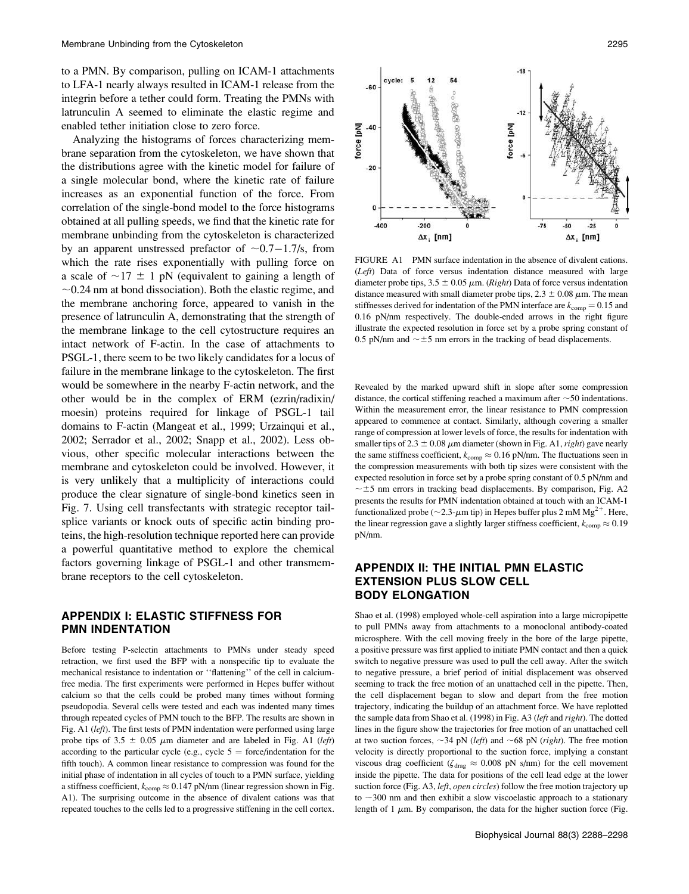to a PMN. By comparison, pulling on ICAM-1 attachments to LFA-1 nearly always resulted in ICAM-1 release from the integrin before a tether could form. Treating the PMNs with latrunculin A seemed to eliminate the elastic regime and enabled tether initiation close to zero force.

Analyzing the histograms of forces characterizing membrane separation from the cytoskeleton, we have shown that the distributions agree with the kinetic model for failure of a single molecular bond, where the kinetic rate of failure increases as an exponential function of the force. From correlation of the single-bond model to the force histograms obtained at all pulling speeds, we find that the kinetic rate for membrane unbinding from the cytoskeleton is characterized by an apparent unstressed prefactor of ~0.7–1.7/s, from which the rate rises exponentially with pulling force on a scale of ~17 ± 1 pN (equivalent to gaining a length of ~0.24 nm at bond dissociation). Both the elastic regime, and the membrane anchoring force, appeared to vanish in the presence of latrunculin A, demonstrating that the strength of the membrane linkage to the cell cytostructure requires an intact network of F-actin. In the case of attachments to PSGL-1, there seem to be two likely candidates for a locus of failure in the membrane linkage to the cytoskeleton. The first would be somewhere in the nearby F-actin network, and the other would be in the complex of ERM (ezrin/radixin/moesin) proteins required for linkage of PSGL-1 tail domains to F-actin (Mangeat et al., 1999; Urzainqui et al., 2002; Serrador et al., 2002; Snapp et al., 2002). Less obvious, other specific molecular interactions between the membrane and cytoskeleton could be involved. However, it is very unlikely that a multiplicity of interactions could produce the clear signature of single-bond kinetics seen in Fig. 7. Using cell transfectants with strategic receptor tail-splice variants or knock outs of specific actin binding proteins, the high-resolution technique reported here can provide a powerful quantitative method to explore the chemical factors governing linkage of PSGL-1 and other transmembrane receptors to the cell cytoskeleton.

## APPENDIX I: ELASTIC STIFFNESS FOR PMN INDENTATION

Before testing P-selectin attachments to PMNs under steady speed retraction, we first used the BFP with a nonspecific tip to evaluate the mechanical resistance to indentation or "flattening" of the cell in calcium-free media. The first experiments were performed in Hepes buffer without calcium so that the cells could be probed many times without forming pseudopodia. Several cells were tested and each was indented many times through repeated cycles of PMN touch to the BFP. The results are shown in Fig. A1 (*left*). The first tests of PMN indentation were performed using large probe tips of 3.5 ± 0.05 μm diameter and are labeled in Fig. A1 (*left*) according to the particular cycle (e.g., cycle 5 = force/indentation for the fifth touch). A common linear resistance to compression was found for the initial phase of indentation in all cycles of touch to a PMN surface, yielding a stiffness coefficient, $k_{comp} \approx 0.147$ pN/nm (linear regression shown in Fig. A1). The surprising outcome in the absence of divalent cations was that repeated touches to the cells led to a progressive stiffening in the cell cortex. Revealed by the marked upward shift in slope after some compression distance, the cortical stiffening reached a maximum after ~50 indentations. Within the measurement error, the linear resistance to PMN compression appeared to commence at contact. Similarly, although covering a smaller range of compression at lower levels of force, the results for indentation with smaller tips of 2.3 ± 0.08 μm diameter (shown in Fig. A1, *right*) gave nearly the same stiffness coefficient, $k_{comp} \approx 0.16$ pN/nm. The fluctuations seen in the compression measurements with both tip sizes were consistent with the expected resolution in force set by a probe spring constant of 0.5 pN/nm and ~±5 nm errors in tracking bead displacements. By comparison, Fig. A2 presents the results for PMN indentation obtained at touch with an ICAM-1 functionalized probe (~2.3-μm tip) in Hepes buffer plus 2 mM $Mg^{2+}$. Here, the linear regression gave a slightly larger stiffness coefficient, $k_{comp} \approx 0.19$ pN/nm.

FIGURE A1 PMN surface indentation in the absence of divalent cations. (*Left*) Data of force versus indentation distance measured with large diameter probe tips, 3.5 ± 0.05 μm. (*Right*) Data of force versus indentation distance measured with small diameter probe tips, 2.3 ± 0.08 μm. The mean stiffnesses derived for indentation of the PMN interface are $k_{comp} = 0.15$ and 0.16 pN/nm respectively. The double-ended arrows in the right figure illustrate the expected resolution in force set by a probe spring constant of 0.5 pN/nm and ~±5 nm errors in the tracking of bead displacements.

## APPENDIX II: THE INITIAL PMN ELASTIC EXTENSION PLUS SLOW CELL BODY ELONGATION

Shao et al. (1998) employed whole-cell aspiration into a large micropipette to pull PMNs away from attachments to a monoclonal antibody-coated microsphere. With the cell moving freely in the bore of the large pipette, a positive pressure was first applied to initiate PMN contact and then a quick switch to negative pressure was used to pull the cell away. After the switch to negative pressure, a brief period of initial displacement was observed seeming to track the free motion of an unattached cell in the pipette. Then, the cell displacement began to slow and depart from the free motion trajectory, indicating the buildup of an attachment force. We have replotted the sample data from Shao et al. (1998) in Fig. A3 (*left* and *right*). The dotted lines in the figure show the trajectories for free motion of an unattached cell at two suction forces, ~34 pN (*left*) and ~68 pN (*right*). The free motion velocity is directly proportional to the suction force, implying a constant viscous drag coefficient ($\zeta_{drag} \approx 0.008$ pN s/nm) for the cell movement inside the pipette. The data for positions of the cell lead edge at the lower suction force (Fig. A3, *left*, *open circles*) follow the free motion trajectory up to ~300 nm and then exhibit a slow viscoelastic approach to a stationary length of 1 μm. By comparison, the data for the higher suction force (Fig.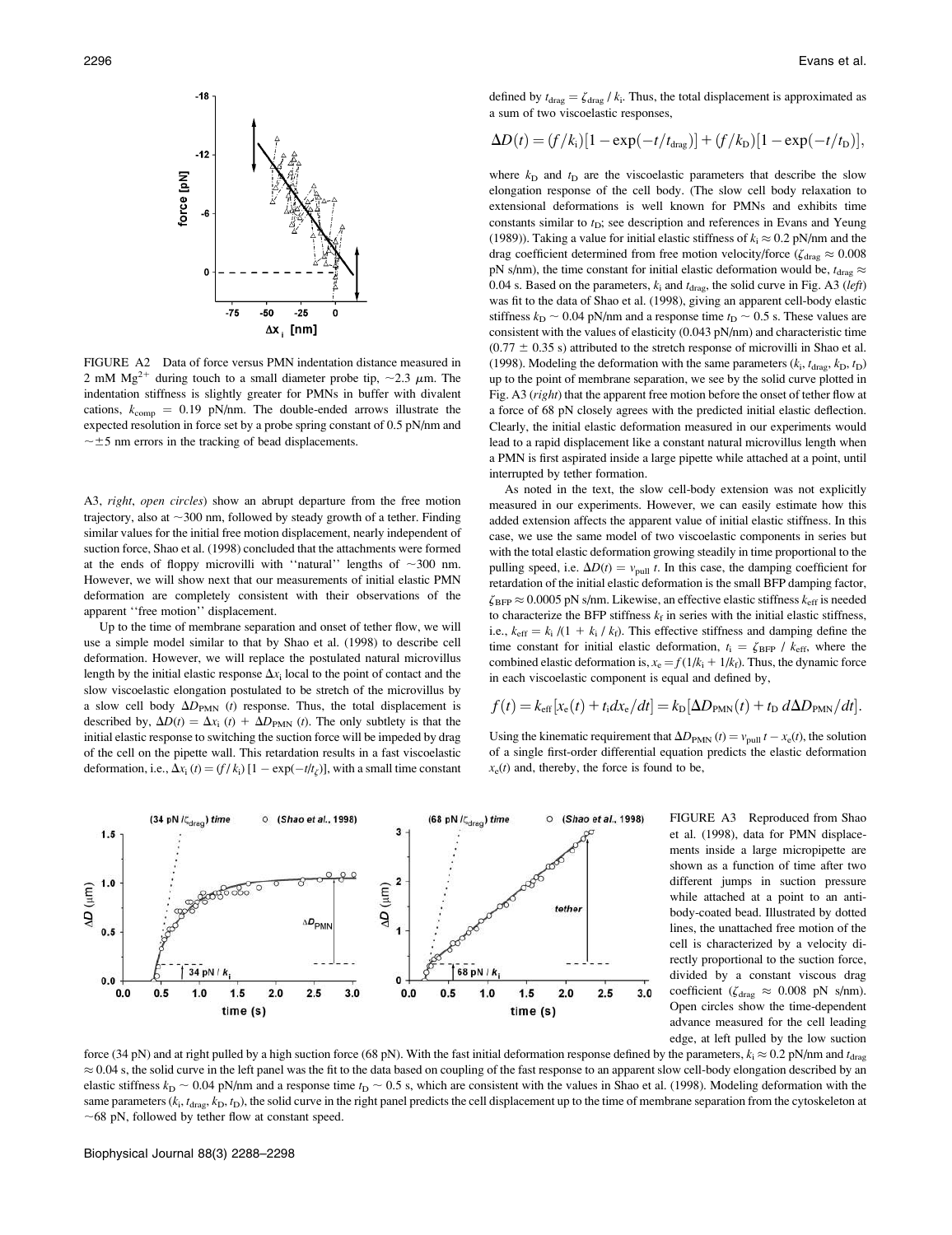FIGURE A2 Data of force versus PMN indentation distance measured in 2 mM $Mg^{2+}$ during touch to a small diameter probe tip, ~2.3 μm. The indentation stiffness is slightly greater for PMNs in buffer with divalent cations, $k_{comp}$ = 0.19 pN/nm. The double-ended arrows illustrate the expected resolution in force set by a probe spring constant of 0.5 pN/nm and ~±5 nm errors in the tracking of bead displacements.

A3, *right*, *open circles*) show an abrupt departure from the free motion trajectory, also at ~300 nm, followed by steady growth of a tether. Finding similar values for the initial free motion displacement, nearly independent of suction force, Shao et al. (1998) concluded that the attachments were formed at the ends of floppy microvilli with "natural" lengths of ~300 nm. However, we will show next that our measurements of initial elastic PMN deformation are completely consistent with their observations of the apparent "free motion" displacement.

Up to the time of membrane separation and onset of tether flow, we will use a simple model similar to that by Shao et al. (1998) to describe cell deformation. However, we will replace the postulated natural microvillus length by the initial elastic response $\Delta x_i$ local to the point of contact and the slow viscoelastic elongation postulated to be stretch of the microvillus by a slow cell body $\Delta D_{PMN}$ (t) response. Thus, the total displacement is described by, $\Delta D(t) = \Delta x_i(t) + \Delta D_{PMN}(t)$. The only subtlety is that the initial elastic response to switching the suction force will be impeded by drag of the cell on the pipette wall. This retardation results in a fast viscoelastic deformation, i.e., $\Delta x_i(t) = (f/k_i)[1 - \exp(-t/t_{\zeta})]$, with a small time constant defined by $t_{drag} = \zeta_{drag}/k_i$. Thus, the total displacement is approximated as a sum of two viscoelastic responses,

$$\Delta D(t) = (f/k_i)[1 - \exp(-t/t_{drag})] + (f/k_D)[1 - \exp(-t/t_D)],$$

where $k_D$ and $t_D$ are the viscoelastic parameters that describe the slow elongation response of the cell body. (The slow cell body relaxation to extensional deformations is well known for PMNs and exhibits time constants similar to $t_D$; see description and references in Evans and Yeung (1989)). Taking a value for initial elastic stiffness of $k_i \approx 0.2$ pN/nm and the drag coefficient determined from free motion velocity/force ($\zeta_{drag} \approx 0.008$ pN s/nm), the time constant for initial elastic deformation would be, $t_{drag} \approx$ 0.04 s. Based on the parameters, $k_i$ and $t_{drag}$, the solid curve in Fig. A3 (*left*) was fit to the data of Shao et al. (1998), giving an apparent cell-body elastic stiffness $k_D \sim 0.04$ pN/nm and a response time $t_D \sim 0.5$ s. These values are consistent with the values of elasticity (0.043 pN/nm) and characteristic time (0.77 ± 0.35 s) attributed to the stretch response of microvilli in Shao et al. (1998). Modeling the deformation with the same parameters ($k_i$, $t_{drag}$, $k_D$, $t_D$) up to the point of membrane separation, we see by the solid curve plotted in Fig. A3 (*right*) that the apparent free motion before the onset of tether flow at a force of 68 pN closely agrees with the predicted initial elastic deflection. Clearly, the initial elastic deformation measured in our experiments would lead to a rapid displacement like a constant natural microvillus length when a PMN is first aspirated inside a large pipette while attached at a point, until interrupted by tether formation.

As noted in the text, the slow cell-body extension was not explicitly measured in our experiments. However, we can easily estimate how this added extension affects the apparent value of initial elastic stiffness. In this case, we use the same model of two viscoelastic components in series but with the total elastic deformation growing steadily in time proportional to the pulling speed, i.e. $\Delta D(t) = v_{pull}\, t$. In this case, the damping coefficient for retardation of the initial elastic deformation is the small BFP damping factor, $\zeta_{BFP} \approx 0.0005$ pN s/nm. Likewise, an effective elastic stiffness $k_{eff}$ is needed to characterize the BFP stiffness $k_f$ in series with the initial elastic stiffness, i.e., $k_{eff} = k_i/(1 + k_i/k_f)$. This effective stiffness and damping define the time constant for initial elastic deformation, $t_i = \zeta_{BFP}/k_{eff}$, where the combined elastic deformation is, $x_e = f(1/k_i + 1/k_f)$. Thus, the dynamic force in each viscoelastic component is equal and defined by,

$$f(t) = k_{eff}[x_e(t) + t_i dx_e/dt] = k_D[\Delta D_{PMN}(t) + t_D\, d\Delta D_{PMN}/dt].$$

Using the kinematic requirement that $\Delta D_{PMN}(t) = v_{pull}\, t - x_e(t)$, the solution of a single first-order differential equation predicts the elastic deformation $x_e(t)$ and, thereby, the force is found to be,

FIGURE A3 Reproduced from Shao et al. (1998), data for PMN displacements inside a large micropipette are shown as a function of time after two different jumps in suction pressure while attached at a point to an antibody-coated bead. Illustrated by dotted lines, the unattached free motion of the cell is characterized by a velocity directly proportional to the suction force, divided by a constant viscous drag coefficient ($\zeta_{drag} \approx 0.008$ pN s/nm). Open circles show the time-dependent advance measured for the cell leading edge, at left pulled by the low suction force (34 pN) and at right pulled by a high suction force (68 pN). With the fast initial deformation response defined by the parameters, $k_i \approx 0.2$ pN/nm and $t_{drag}$ ≈ 0.04 s, the solid curve in the left panel was the fit to the data based on coupling of the fast response to an apparent slow cell-body elongation described by an elastic stiffness $k_D \sim 0.04$ pN/nm and a response time $t_D \sim 0.5$ s, which are consistent with the values in Shao et al. (1998). Modeling deformation with the same parameters ($k_i$, $t_{drag}$, $k_D$, $t_D$), the solid curve in the right panel predicts the cell displacement up to the time of membrane separation from the cytoskeleton at ~68 pN, followed by tether flow at constant speed.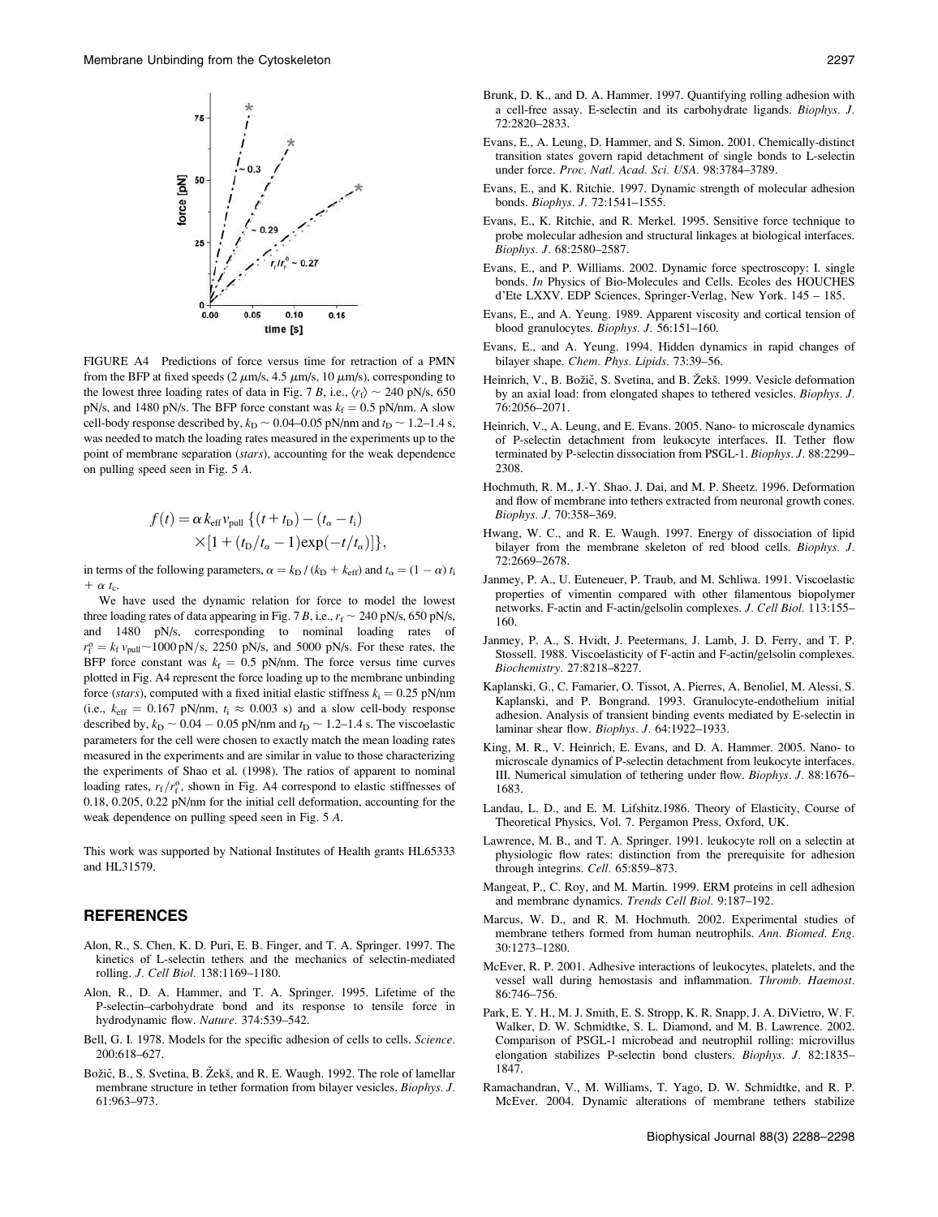FIGURE A4 Predictions of force versus time for retraction of a PMN from the BFP at fixed speeds (2 $\mu$m/s, 4.5 $\mu$m/s, 10 $\mu$m/s), corresponding to the lowest three loading rates of data in Fig. 7 *B*, i.e., $\langle r_f \rangle \sim 240$ pN/s, 650 pN/s, and 1480 pN/s. The BFP force constant was $k_f = 0.5$ pN/nm. A slow cell-body response described by, $k_D \sim 0.04$–$0.05$ pN/nm and $t_D \sim 1.2$–$1.4$ s, was needed to match the loading rates measured in the experiments up to the point of membrane separation (*stars*), accounting for the weak dependence on pulling speed seen in Fig. 5 *A*.

$$f(t) = \alpha\, k_{\text{eff}} v_{\text{pull}} \left\{ (t + t_D) - (t_\alpha - t_i) \times [1 + (t_D/t_\alpha - 1)\exp(-t/t_\alpha)] \right\},$$

in terms of the following parameters, $\alpha = k_D / (k_D + k_{\text{eff}})$ and $t_\alpha = (1 - \alpha)\, t_i + \alpha\, t_c$.

We have used the dynamic relation for force to model the lowest three loading rates of data appearing in Fig. 7 *B*, i.e., $r_f \sim 240$ pN/s, 650 pN/s, and 1480 pN/s, corresponding to nominal loading rates of $r_f^o = k_f\, v_{\text{pull}} \sim 1000$ pN/s, 2250 pN/s, and 5000 pN/s. For these rates, the BFP force constant was $k_f = 0.5$ pN/nm. The force versus time curves plotted in Fig. A4 represent the force loading up to the membrane unbinding force (*stars*), computed with a fixed initial elastic stiffness $k_i = 0.25$ pN/nm (i.e., $k_{\text{eff}} = 0.167$ pN/nm, $t_i \approx 0.003$ s) and a slow cell-body response described by, $k_D \sim 0.04 - 0.05$ pN/nm and $t_D \sim 1.2$–$1.4$ s. The viscoelastic parameters for the cell were chosen to exactly match the mean loading rates measured in the experiments and are similar in value to those characterizing the experiments of Shao et al. (1998). The ratios of apparent to nominal loading rates, $r_f/r_f^o$, shown in Fig. A4 correspond to elastic stiffnesses of 0.18, 0.205, 0.22 pN/nm for the initial cell deformation, accounting for the weak dependence on pulling speed seen in Fig. 5 *A*.

This work was supported by National Institutes of Health grants HL65333 and HL31579.

## REFERENCES

Alon, R., S. Chen, K. D. Puri, E. B. Finger, and T. A. Springer. 1997. The kinetics of L-selectin tethers and the mechanics of selectin-mediated rolling. *J. Cell Biol.* 138:1169–1180.

Alon, R., D. A. Hammer, and T. A. Springer. 1995. Lifetime of the P-selectin–carbohydrate bond and its response to tensile force in hydrodynamic flow. *Nature.* 374:539–542.

Bell, G. I. 1978. Models for the specific adhesion of cells to cells. *Science.* 200:618–627.

Božič, B., S. Svetina, B. Žekš, and R. E. Waugh. 1992. The role of lamellar membrane structure in tether formation from bilayer vesicles. *Biophys. J.* 61:963–973.

Brunk, D. K., and D. A. Hammer. 1997. Quantifying rolling adhesion with a cell-free assay. E-selectin and its carbohydrate ligands. *Biophys. J.* 72:2820–2833.

Evans, E., A. Leung, D. Hammer, and S. Simon. 2001. Chemically-distinct transition states govern rapid detachment of single bonds to L-selectin under force. *Proc. Natl. Acad. Sci. USA.* 98:3784–3789.

Evans, E., and K. Ritchie. 1997. Dynamic strength of molecular adhesion bonds. *Biophys. J.* 72:1541–1555.

Evans, E., K. Ritchie, and R. Merkel. 1995. Sensitive force technique to probe molecular adhesion and structural linkages at biological interfaces. *Biophys. J.* 68:2580–2587.

Evans, E., and P. Williams. 2002. Dynamic force spectroscopy: I. single bonds. *In* Physics of Bio-Molecules and Cells. Ecoles des HOUCHES d'Ete LXXV. EDP Sciences, Springer-Verlag, New York. 145 – 185.

Evans, E., and A. Yeung. 1989. Apparent viscosity and cortical tension of blood granulocytes. *Biophys. J.* 56:151–160.

Evans, E., and A. Yeung. 1994. Hidden dynamics in rapid changes of bilayer shape. *Chem. Phys. Lipids.* 73:39–56.

Heinrich, V., B. Božič, S. Svetina, and B. Žekš. 1999. Vesicle deformation by an axial load: from elongated shapes to tethered vesicles. *Biophys. J.* 76:2056–2071.

Heinrich, V., A. Leung, and E. Evans. 2005. Nano- to microscale dynamics of P-selectin detachment from leukocyte interfaces. II. Tether flow terminated by P-selectin dissociation from PSGL-1. *Biophys. J.* 88:2299–2308.

Hochmuth, R. M., J.-Y. Shao, J. Dai, and M. P. Sheetz. 1996. Deformation and flow of membrane into tethers extracted from neuronal growth cones. *Biophys. J.* 70:358–369.

Hwang, W. C., and R. E. Waugh. 1997. Energy of dissociation of lipid bilayer from the membrane skeleton of red blood cells. *Biophys. J.* 72:2669–2678.

Janmey, P. A., U. Euteneuer, P. Traub, and M. Schliwa. 1991. Viscoelastic properties of vimentin compared with other filamentous biopolymer networks. F-actin and F-actin/gelsolin complexes. *J. Cell Biol.* 113:155–160.

Janmey, P. A., S. Hvidt, J. Peetermans, J. Lamb, J. D. Ferry, and T. P. Stossell. 1988. Viscoelasticity of F-actin and F-actin/gelsolin complexes. *Biochemistry.* 27:8218–8227.

Kaplanski, G., C. Famarier, O. Tissot, A. Pierres, A. Benoliel, M. Alessi, S. Kaplanski, and P. Bongrand. 1993. Granulocyte-endothelium initial adhesion. Analysis of transient binding events mediated by E-selectin in laminar shear flow. *Biophys. J.* 64:1922–1933.

King, M. R., V. Heinrich, E. Evans, and D. A. Hammer. 2005. Nano- to microscale dynamics of P-selectin detachment from leukocyte interfaces. III. Numerical simulation of tethering under flow. *Biophys. J.* 88:1676–1683.

Landau, L. D., and E. M. Lifshitz.1986. Theory of Elasticity, Course of Theoretical Physics, Vol. 7. Pergamon Press, Oxford, UK.

Lawrence, M. B., and T. A. Springer. 1991. leukocyte roll on a selectin at physiologic flow rates: distinction from the prerequisite for adhesion through integrins. *Cell.* 65:859–873.

Mangeat, P., C. Roy, and M. Martin. 1999. ERM proteins in cell adhesion and membrane dynamics. *Trends Cell Biol.* 9:187–192.

Marcus, W. D., and R. M. Hochmuth. 2002. Experimental studies of membrane tethers formed from human neutrophils. *Ann. Biomed. Eng.* 30:1273–1280.

McEver, R. P. 2001. Adhesive interactions of leukocytes, platelets, and the vessel wall during hemostasis and inflammation. *Thromb. Haemost.* 86:746–756.

Park, E. Y. H., M. J. Smith, E. S. Stropp, K. R. Snapp, J. A. DiVietro, W. F. Walker, D. W. Schmidtke, S. L. Diamond, and M. B. Lawrence. 2002. Comparison of PSGL-1 microbead and neutrophil rolling: microvillus elongation stabilizes P-selectin bond clusters. *Biophys. J.* 82:1835–1847.

Ramachandran, V., M. Williams, T. Yago, D. W. Schmidtke, and R. P. McEver. 2004. Dynamic alterations of membrane tethers stabilize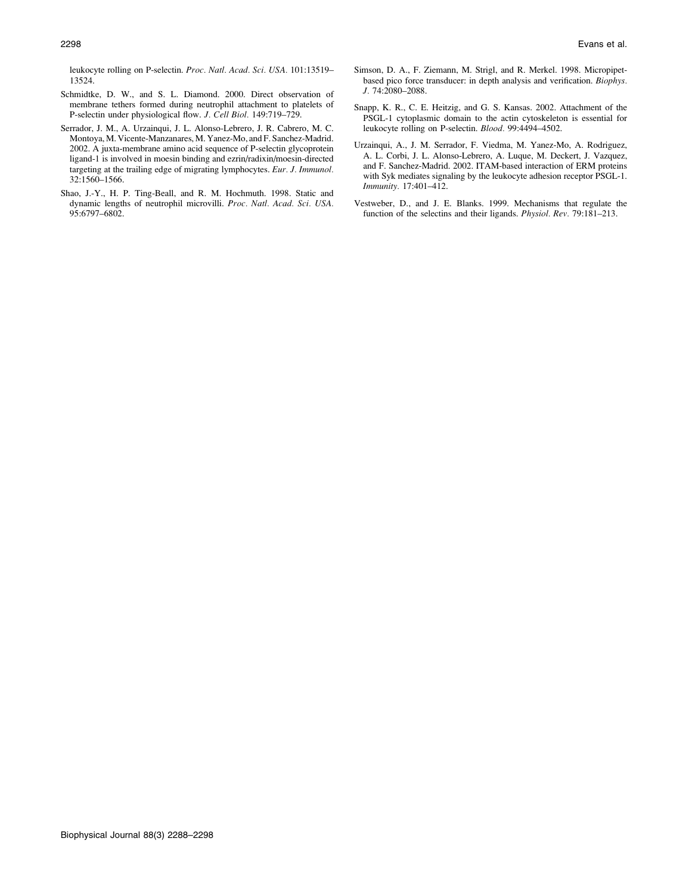leukocyte rolling on P-selectin. *Proc. Natl. Acad. Sci. USA*. 101:13519–13524.

Schmidtke, D. W., and S. L. Diamond. 2000. Direct observation of membrane tethers formed during neutrophil attachment to platelets of P-selectin under physiological flow. *J. Cell Biol.* 149:719–729.

Serrador, J. M., A. Urzainqui, J. L. Alonso-Lebrero, J. R. Cabrero, M. C. Montoya, M. Vicente-Manzanares, M. Yanez-Mo, and F. Sanchez-Madrid. 2002. A juxta-membrane amino acid sequence of P-selectin glycoprotein ligand-1 is involved in moesin binding and ezrin/radixin/moesin-directed targeting at the trailing edge of migrating lymphocytes. *Eur. J. Immunol.* 32:1560–1566.

Shao, J.-Y., H. P. Ting-Beall, and R. M. Hochmuth. 1998. Static and dynamic lengths of neutrophil microvilli. *Proc. Natl. Acad. Sci. USA*. 95:6797–6802.

Simson, D. A., F. Ziemann, M. Strigl, and R. Merkel. 1998. Micropipet-based pico force transducer: in depth analysis and verification. *Biophys. J.* 74:2080–2088.

Snapp, K. R., C. E. Heitzig, and G. S. Kansas. 2002. Attachment of the PSGL-1 cytoplasmic domain to the actin cytoskeleton is essential for leukocyte rolling on P-selectin. *Blood*. 99:4494–4502.

Urzainqui, A., J. M. Serrador, F. Viedma, M. Yanez-Mo, A. Rodriguez, A. L. Corbi, J. L. Alonso-Lebrero, A. Luque, M. Deckert, J. Vazquez, and F. Sanchez-Madrid. 2002. ITAM-based interaction of ERM proteins with Syk mediates signaling by the leukocyte adhesion receptor PSGL-1. *Immunity.* 17:401–412.

Vestweber, D., and J. E. Blanks. 1999. Mechanisms that regulate the function of the selectins and their ligands. *Physiol. Rev*. 79:181–213.